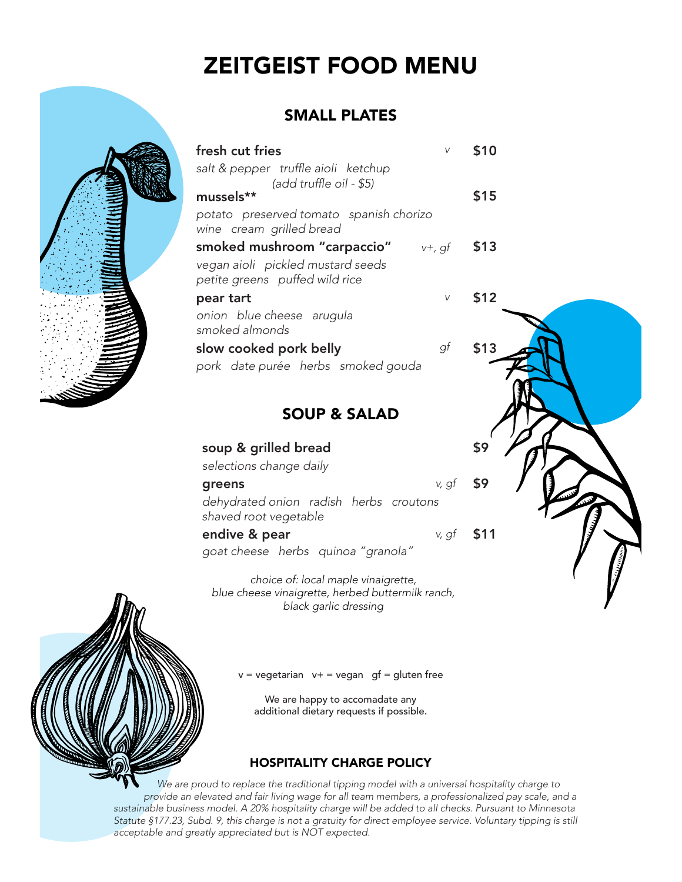# ZEITGEIST FOOD MENU

## SMALL PLATES

**fresh cut fries** *v* **$10**
*salt & pepper truffle aioli ketchup*
*(add truffle oil - $5)*

**mussels**** **$15**
*potato preserved tomato spanish chorizo wine cream grilled bread*

**smoked mushroom "carpaccio"** *v+, gf* **$13**
*vegan aioli pickled mustard seeds petite greens puffed wild rice*

**pear tart** *v* **$12**
*onion blue cheese arugula smoked almonds*

**slow cooked pork belly** *gf* **$13**
*pork date purée herbs smoked gouda*

## SOUP & SALAD

**soup & grilled bread** **$9**
*selections change daily*

**greens** *v, gf* **$9**
*dehydrated onion radish herbs croutons shaved root vegetable*

**endive & pear** *v, gf* **$11**
*goat cheese herbs quinoa "granola"*

*choice of: local maple vinaigrette, blue cheese vinaigrette, herbed buttermilk ranch, black garlic dressing*

v = vegetarian v+ = vegan gf = gluten free

We are happy to accomadate any additional dietary requests if possible.

### HOSPITALITY CHARGE POLICY

*We are proud to replace the traditional tipping model with a universal hospitality charge to provide an elevated and fair living wage for all team members, a professionalized pay scale, and a sustainable business model. A 20% hospitality charge will be added to all checks. Pursuant to Minnesota Statute §177.23, Subd. 9, this charge is not a gratuity for direct employee service. Voluntary tipping is still acceptable and greatly appreciated but is NOT expected.*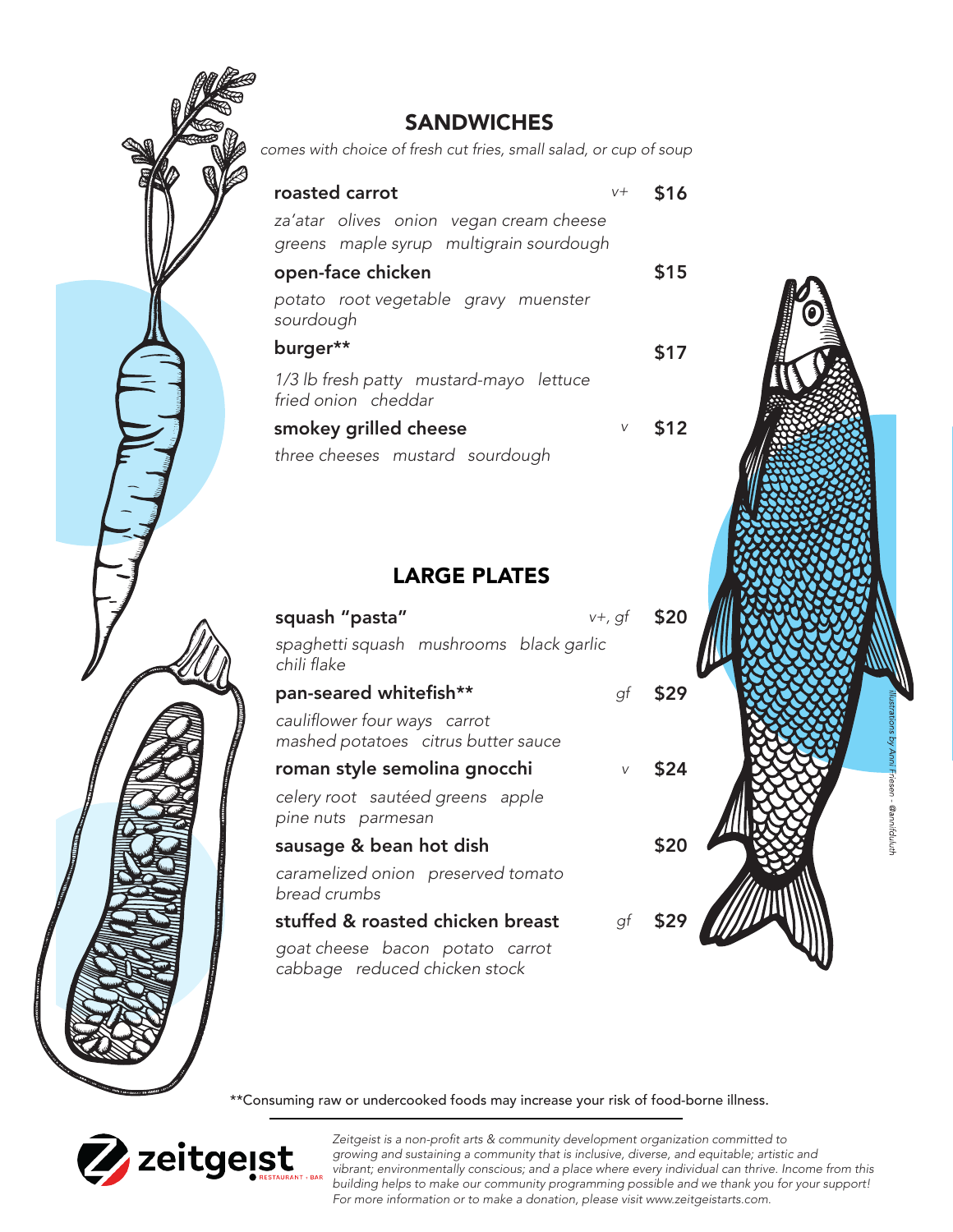## SANDWICHES

*comes with choice of fresh cut fries, small salad, or cup of soup*

**roasted carrot** *v+* **$16**
*za'atar olives onion vegan cream cheese greens maple syrup multigrain sourdough*

**open-face chicken** **$15**
*potato root vegetable gravy muenster sourdough*

**burger**** **$17**
*1/3 lb fresh patty mustard-mayo lettuce fried onion cheddar*

**smokey grilled cheese** *v* **$12**
*three cheeses mustard sourdough*

## LARGE PLATES

**squash "pasta"** *v+, gf* **$20**
*spaghetti squash mushrooms black garlic chili flake*

**pan-seared whitefish**** *gf* **$29**
*cauliflower four ways carrot mashed potatoes citrus butter sauce*

**roman style semolina gnocchi** *v* **$24**
*celery root sautéed greens apple pine nuts parmesan*

**sausage & bean hot dish** **$20**
*caramelized onion preserved tomato bread crumbs*

**stuffed & roasted chicken breast** *gf* **$29**
*goat cheese bacon potato carrot cabbage reduced chicken stock*

**Consuming raw or undercooked foods may increase your risk of food-borne illness.

*Illustrations by Anni Friesen - @annifduluth*

zeitgeist RESTAURANT + BAR

*Zeitgeist is a non-profit arts & community development organization committed to growing and sustaining a community that is inclusive, diverse, and equitable; artistic and vibrant; environmentally conscious; and a place where every individual can thrive. Income from this building helps to make our community programming possible and we thank you for your support! For more information or to make a donation, please visit www.zeitgeistarts.com.*